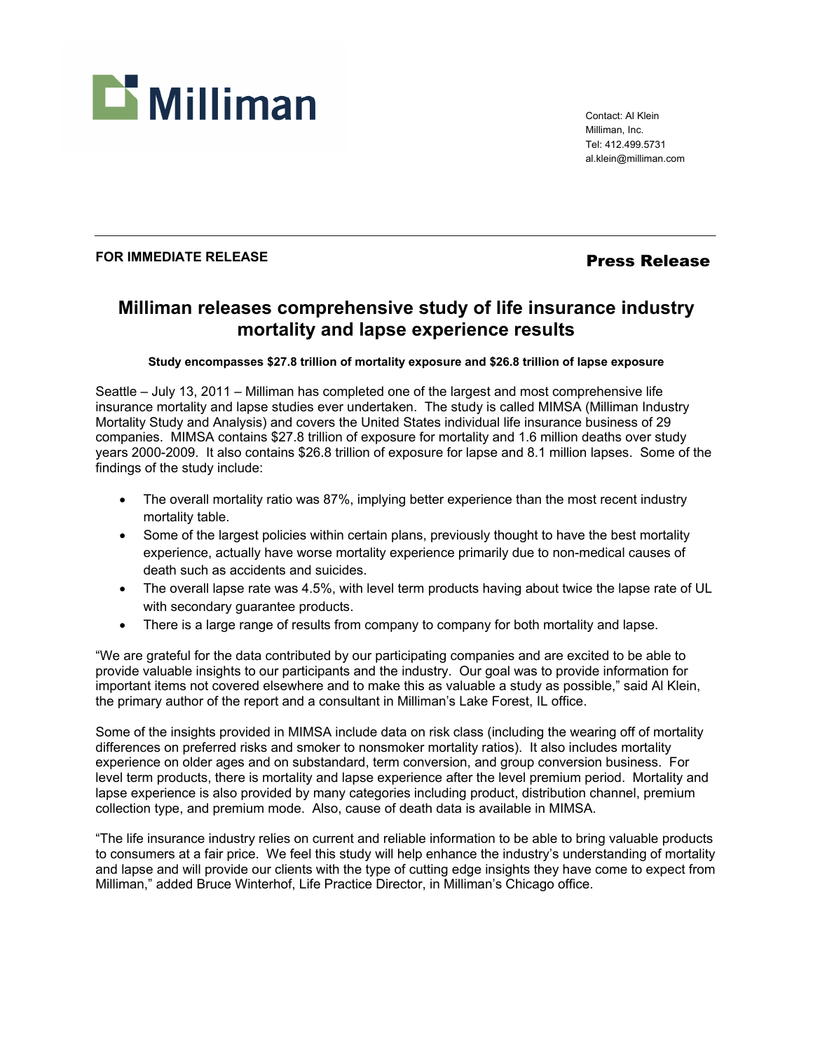Milliman

Contact: Al Klein
Milliman, Inc.
Tel: 412.499.5731
al.klein@milliman.com

---

**FOR IMMEDIATE RELEASE**

**Press Release**

# Milliman releases comprehensive study of life insurance industry mortality and lapse experience results

**Study encompasses $27.8 trillion of mortality exposure and $26.8 trillion of lapse exposure**

Seattle – July 13, 2011 – Milliman has completed one of the largest and most comprehensive life insurance mortality and lapse studies ever undertaken. The study is called MIMSA (Milliman Industry Mortality Study and Analysis) and covers the United States individual life insurance business of 29 companies. MIMSA contains $27.8 trillion of exposure for mortality and 1.6 million deaths over study years 2000-2009. It also contains $26.8 trillion of exposure for lapse and 8.1 million lapses. Some of the findings of the study include:

- The overall mortality ratio was 87%, implying better experience than the most recent industry mortality table.
- Some of the largest policies within certain plans, previously thought to have the best mortality experience, actually have worse mortality experience primarily due to non-medical causes of death such as accidents and suicides.
- The overall lapse rate was 4.5%, with level term products having about twice the lapse rate of UL with secondary guarantee products.
- There is a large range of results from company to company for both mortality and lapse.

"We are grateful for the data contributed by our participating companies and are excited to be able to provide valuable insights to our participants and the industry. Our goal was to provide information for important items not covered elsewhere and to make this as valuable a study as possible," said Al Klein, the primary author of the report and a consultant in Milliman's Lake Forest, IL office.

Some of the insights provided in MIMSA include data on risk class (including the wearing off of mortality differences on preferred risks and smoker to nonsmoker mortality ratios). It also includes mortality experience on older ages and on substandard, term conversion, and group conversion business. For level term products, there is mortality and lapse experience after the level premium period. Mortality and lapse experience is also provided by many categories including product, distribution channel, premium collection type, and premium mode. Also, cause of death data is available in MIMSA.

"The life insurance industry relies on current and reliable information to be able to bring valuable products to consumers at a fair price. We feel this study will help enhance the industry's understanding of mortality and lapse and will provide our clients with the type of cutting edge insights they have come to expect from Milliman," added Bruce Winterhof, Life Practice Director, in Milliman's Chicago office.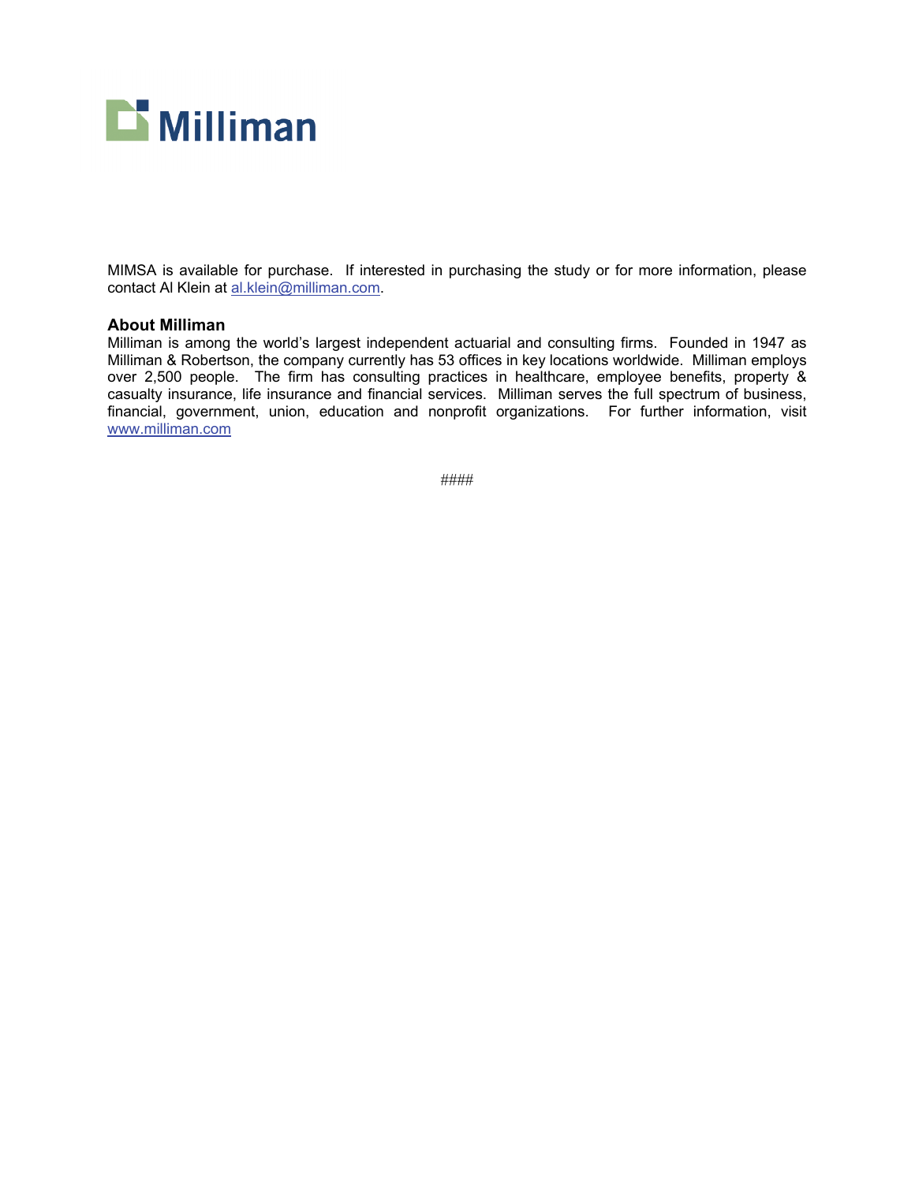Milliman

MIMSA is available for purchase. If interested in purchasing the study or for more information, please contact Al Klein at [al.klein@milliman.com](mailto:al.klein@milliman.com).

### About Milliman

Milliman is among the world's largest independent actuarial and consulting firms. Founded in 1947 as Milliman & Robertson, the company currently has 53 offices in key locations worldwide. Milliman employs over 2,500 people. The firm has consulting practices in healthcare, employee benefits, property & casualty insurance, life insurance and financial services. Milliman serves the full spectrum of business, financial, government, union, education and nonprofit organizations. For further information, visit [www.milliman.com](http://www.milliman.com)

####